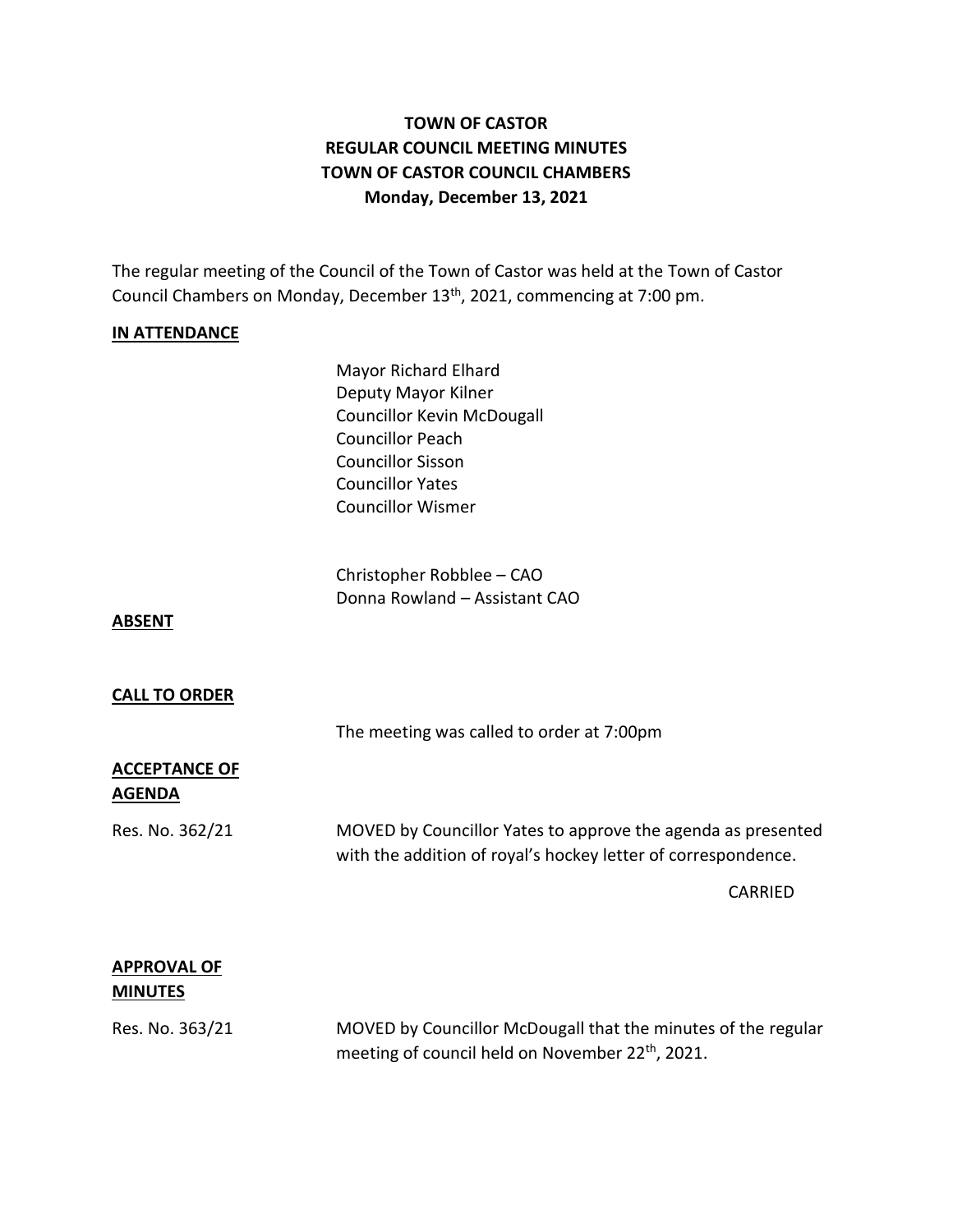# TOWN OF CASTOR
# REGULAR COUNCIL MEETING MINUTES
# TOWN OF CASTOR COUNCIL CHAMBERS
# Monday, December 13, 2021

The regular meeting of the Council of the Town of Castor was held at the Town of Castor Council Chambers on Monday, December 13th, 2021, commencing at 7:00 pm.

## IN ATTENDANCE

Mayor Richard Elhard
Deputy Mayor Kilner
Councillor Kevin McDougall
Councillor Peach
Councillor Sisson
Councillor Yates
Councillor Wismer

Christopher Robblee – CAO
Donna Rowland – Assistant CAO

## ABSENT

## CALL TO ORDER

The meeting was called to order at 7:00pm

## ACCEPTANCE OF AGENDA

Res. No. 362/21

MOVED by Councillor Yates to approve the agenda as presented with the addition of royal's hockey letter of correspondence.

CARRIED

## APPROVAL OF MINUTES

Res. No. 363/21

MOVED by Councillor McDougall that the minutes of the regular meeting of council held on November 22nd, 2021.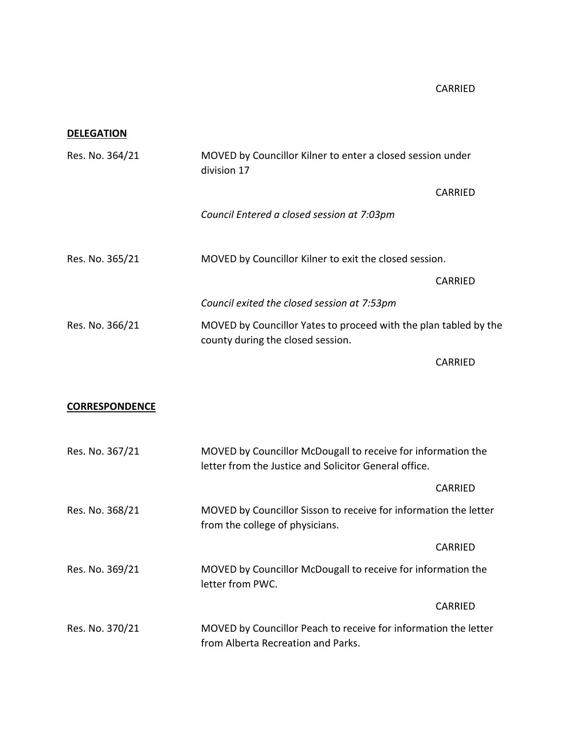CARRIED

**DELEGATION**

Res. No. 364/21 MOVED by Councillor Kilner to enter a closed session under division 17

CARRIED

*Council Entered a closed session at 7:03pm*

Res. No. 365/21 MOVED by Councillor Kilner to exit the closed session.

CARRIED

*Council exited the closed session at 7:53pm*

Res. No. 366/21 MOVED by Councillor Yates to proceed with the plan tabled by the county during the closed session.

CARRIED

**CORRESPONDENCE**

Res. No. 367/21 MOVED by Councillor McDougall to receive for information the letter from the Justice and Solicitor General office.

CARRIED

Res. No. 368/21 MOVED by Councillor Sisson to receive for information the letter from the college of physicians.

CARRIED

Res. No. 369/21 MOVED by Councillor McDougall to receive for information the letter from PWC.

CARRIED

Res. No. 370/21 MOVED by Councillor Peach to receive for information the letter from Alberta Recreation and Parks.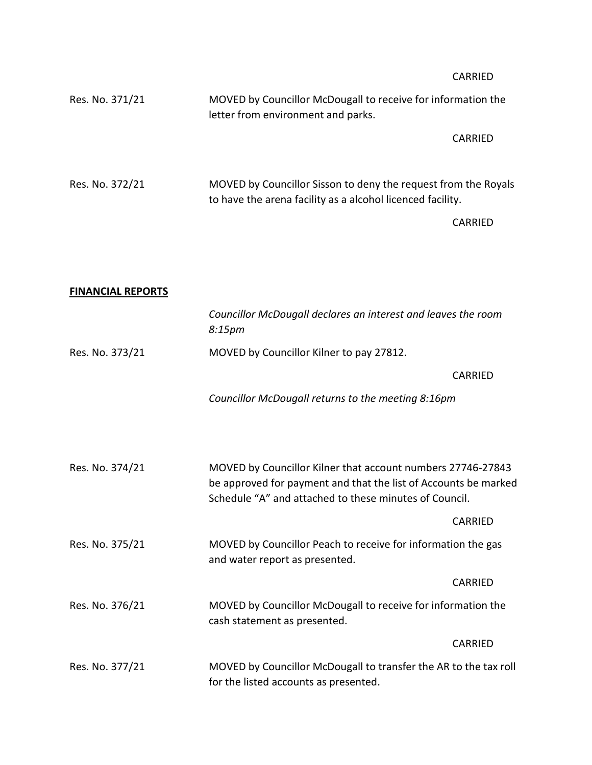CARRIED

Res. No. 371/21 MOVED by Councillor McDougall to receive for information the letter from environment and parks.

CARRIED

Res. No. 372/21 MOVED by Councillor Sisson to deny the request from the Royals to have the arena facility as a alcohol licenced facility.

CARRIED

## FINANCIAL REPORTS

*Councillor McDougall declares an interest and leaves the room 8:15pm*

Res. No. 373/21 MOVED by Councillor Kilner to pay 27812.

CARRIED

*Councillor McDougall returns to the meeting 8:16pm*

Res. No. 374/21 MOVED by Councillor Kilner that account numbers 27746-27843 be approved for payment and that the list of Accounts be marked Schedule "A" and attached to these minutes of Council.

CARRIED

Res. No. 375/21 MOVED by Councillor Peach to receive for information the gas and water report as presented.

CARRIED

Res. No. 376/21 MOVED by Councillor McDougall to receive for information the cash statement as presented.

CARRIED

Res. No. 377/21 MOVED by Councillor McDougall to transfer the AR to the tax roll for the listed accounts as presented.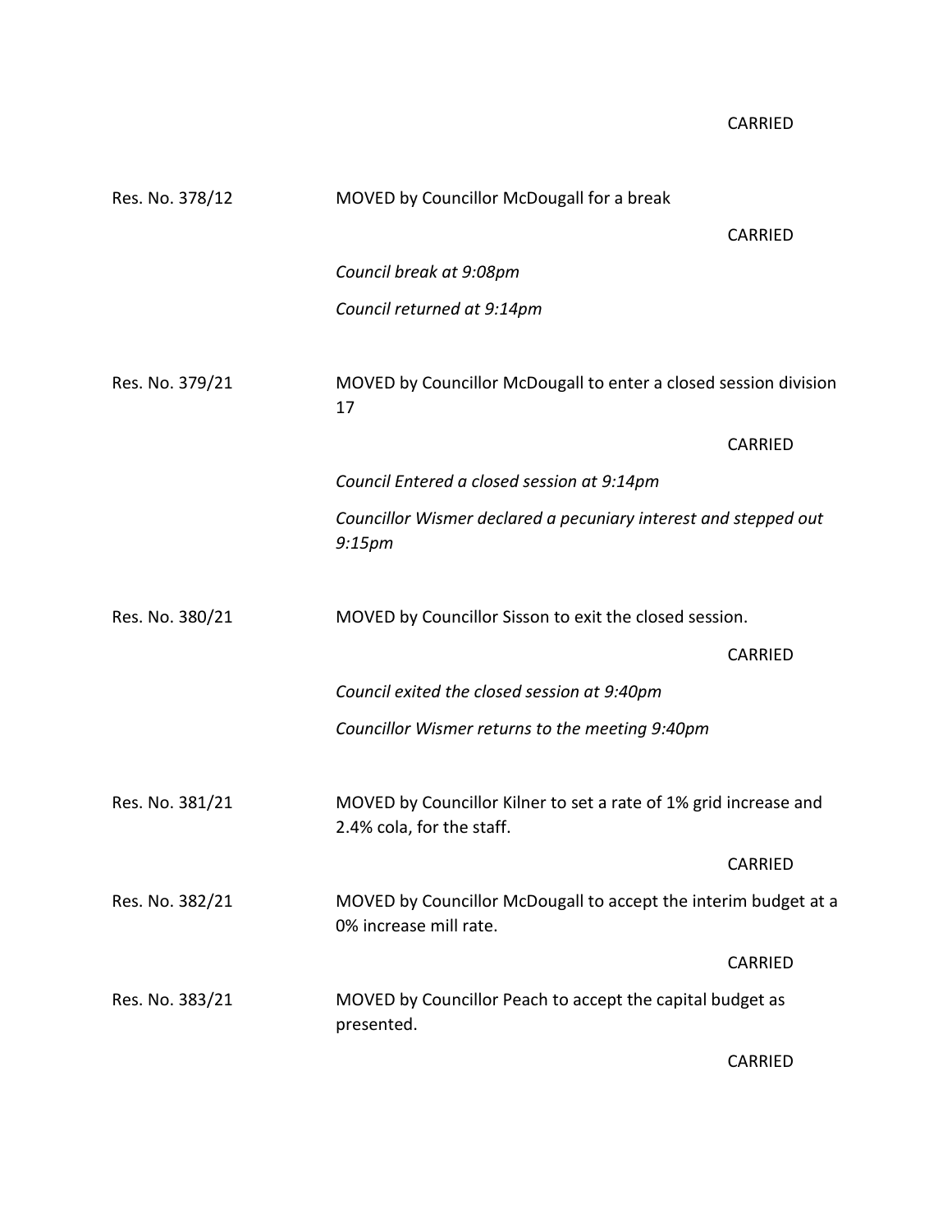CARRIED

| | |
|---|---|
| Res. No. 378/12 | MOVED by Councillor McDougall for a break |
| | CARRIED |
| | *Council break at 9:08pm* |
| | *Council returned at 9:14pm* |
| Res. No. 379/21 | MOVED by Councillor McDougall to enter a closed session division 17 |
| | CARRIED |
| | *Council Entered a closed session at 9:14pm* |
| | *Councillor Wismer declared a pecuniary interest and stepped out 9:15pm* |
| Res. No. 380/21 | MOVED by Councillor Sisson to exit the closed session. |
| | CARRIED |
| | *Council exited the closed session at 9:40pm* |
| | *Councillor Wismer returns to the meeting 9:40pm* |
| Res. No. 381/21 | MOVED by Councillor Kilner to set a rate of 1% grid increase and 2.4% cola, for the staff. |
| | CARRIED |
| Res. No. 382/21 | MOVED by Councillor McDougall to accept the interim budget at a 0% increase mill rate. |
| | CARRIED |
| Res. No. 383/21 | MOVED by Councillor Peach to accept the capital budget as presented. |
| | CARRIED |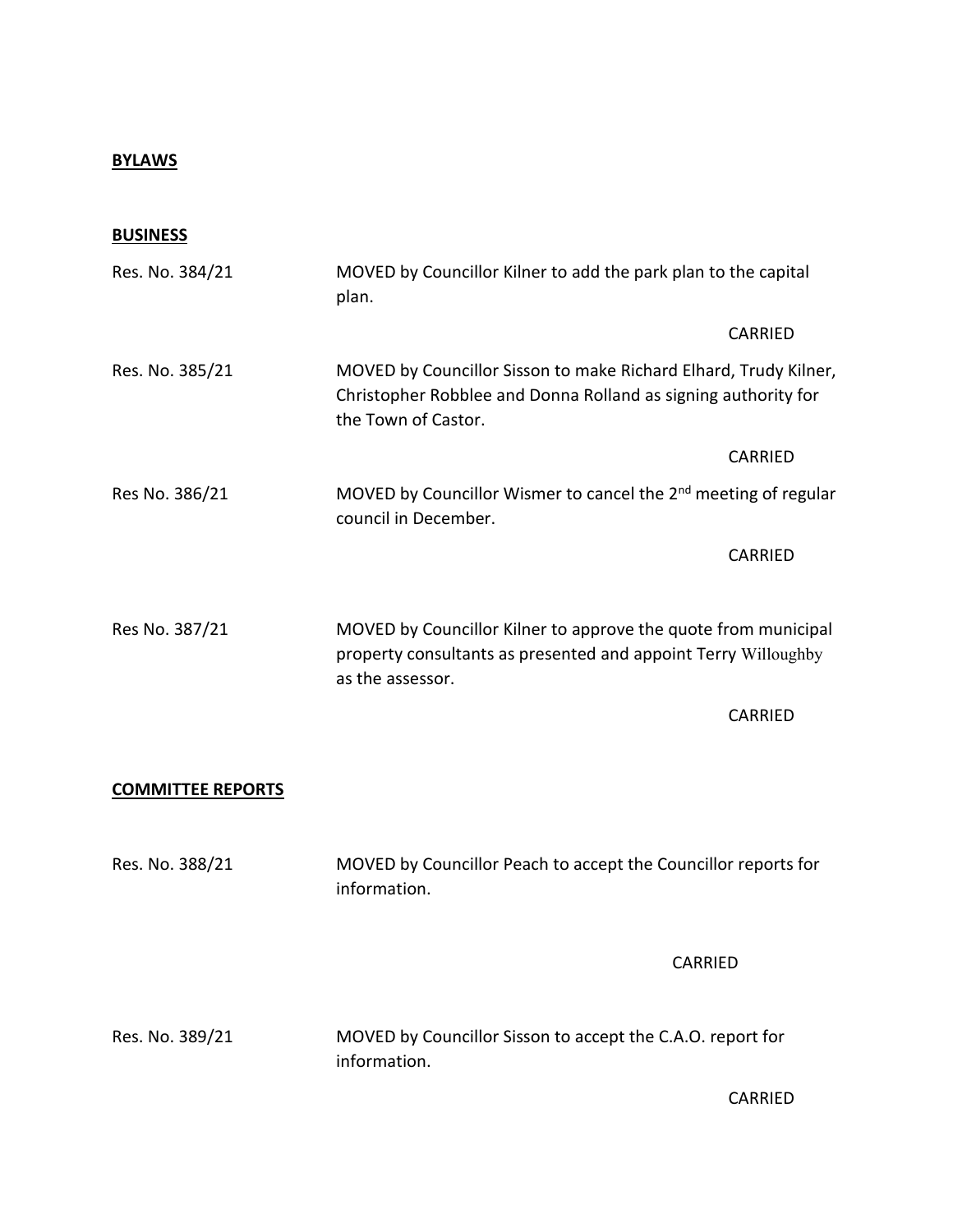**BYLAWS**

**BUSINESS**

Res. No. 384/21 MOVED by Councillor Kilner to add the park plan to the capital plan.

CARRIED

Res. No. 385/21 MOVED by Councillor Sisson to make Richard Elhard, Trudy Kilner, Christopher Robblee and Donna Rolland as signing authority for the Town of Castor.

CARRIED

Res No. 386/21 MOVED by Councillor Wismer to cancel the 2nd meeting of regular council in December.

CARRIED

Res No. 387/21 MOVED by Councillor Kilner to approve the quote from municipal property consultants as presented and appoint Terry Willoughby as the assessor.

CARRIED

**COMMITTEE REPORTS**

Res. No. 388/21 MOVED by Councillor Peach to accept the Councillor reports for information.

CARRIED

Res. No. 389/21 MOVED by Councillor Sisson to accept the C.A.O. report for information.

CARRIED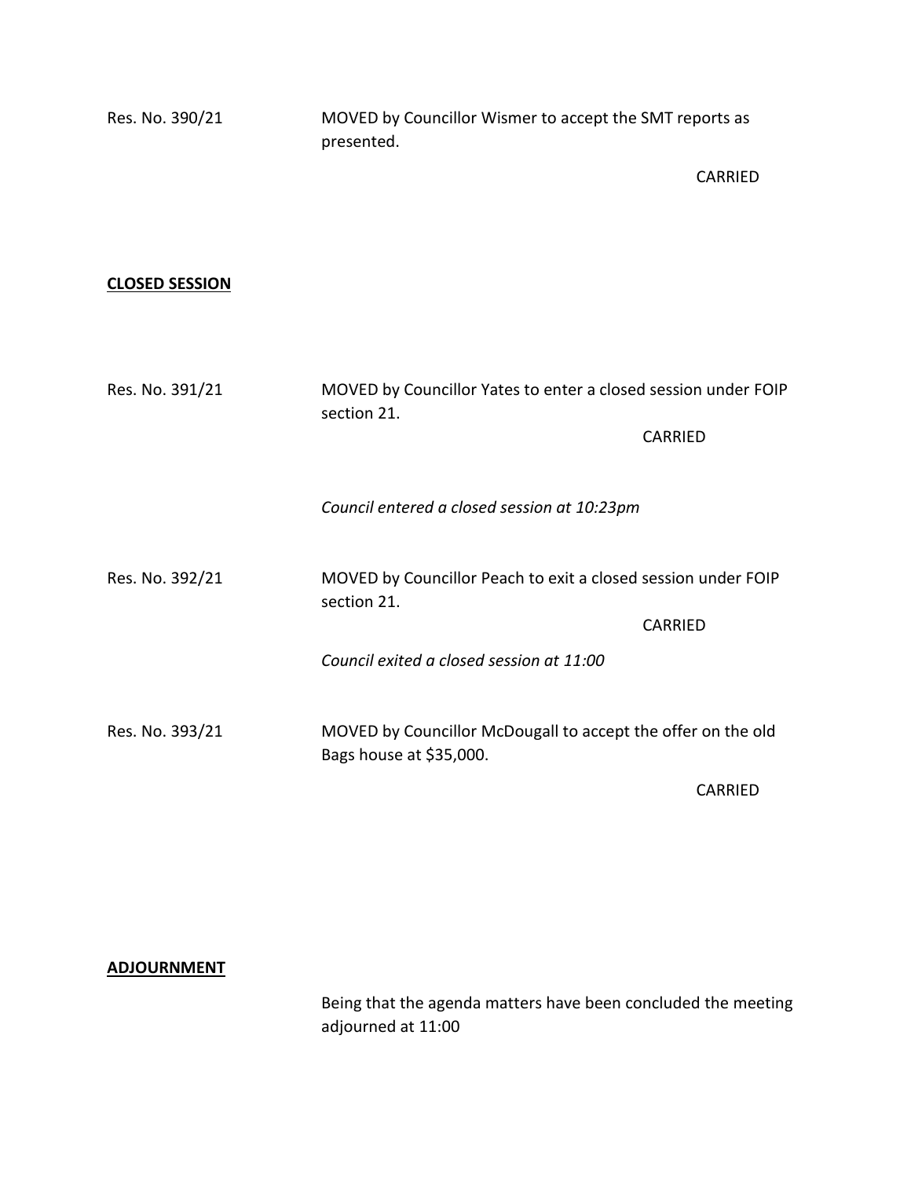Res. No. 390/21 MOVED by Councillor Wismer to accept the SMT reports as presented.

CARRIED

## CLOSED SESSION

Res. No. 391/21 MOVED by Councillor Yates to enter a closed session under FOIP section 21.

CARRIED

*Council entered a closed session at 10:23pm*

Res. No. 392/21 MOVED by Councillor Peach to exit a closed session under FOIP section 21.

CARRIED

*Council exited a closed session at 11:00*

Res. No. 393/21 MOVED by Councillor McDougall to accept the offer on the old Bags house at $35,000.

CARRIED

## ADJOURNMENT

Being that the agenda matters have been concluded the meeting adjourned at 11:00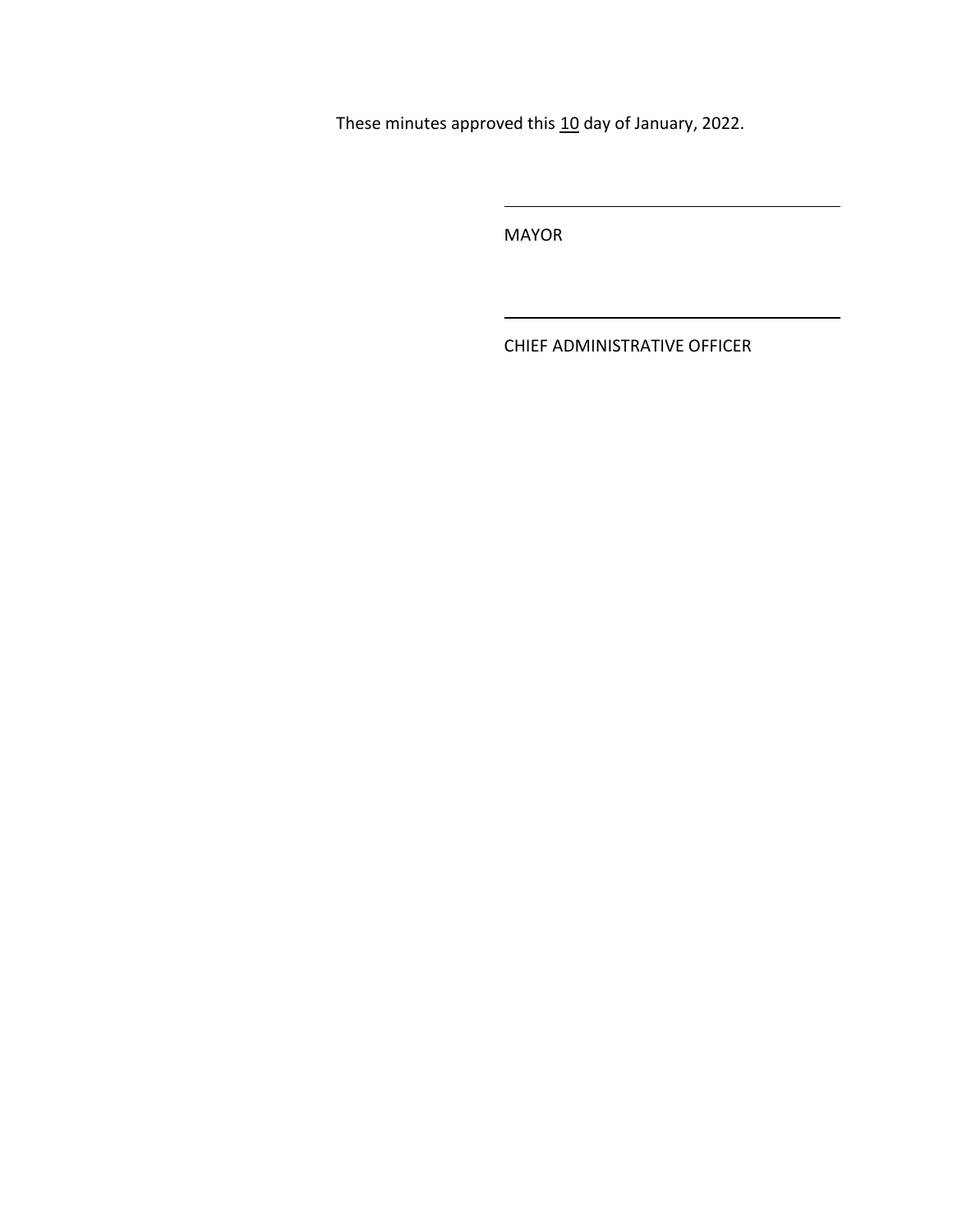These minutes approved this 10 day of January, 2022.

\_\_\_\_\_\_\_\_\_\_\_\_\_\_\_\_\_\_\_\_\_\_\_\_\_\_\_\_\_\_\_\_\_\_\_\_

MAYOR

\_\_\_\_\_\_\_\_\_\_\_\_\_\_\_\_\_\_\_\_\_\_\_\_\_\_\_\_\_\_\_\_\_\_\_\_

CHIEF ADMINISTRATIVE OFFICER